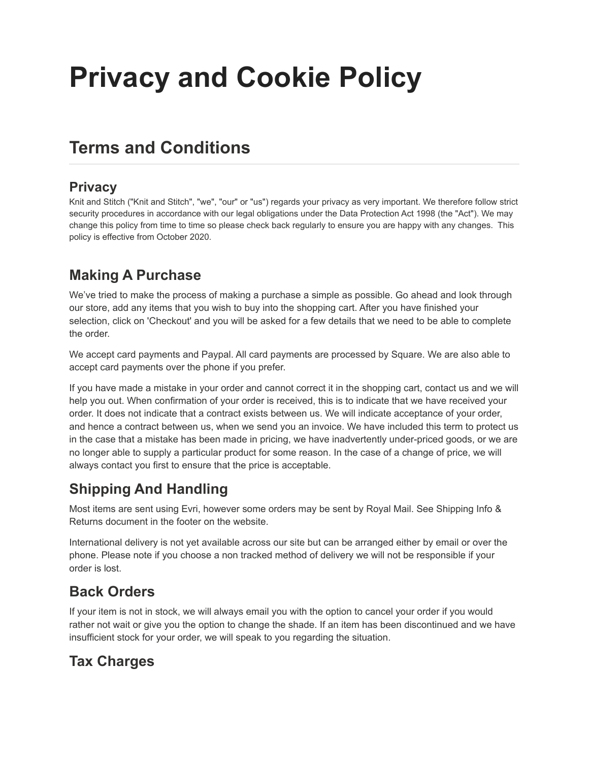# Privacy and Cookie Policy

## Terms and Conditions

### Privacy

Knit and Stitch ("Knit and Stitch", "we", "our" or "us") regards your privacy as very important. We therefore follow strict security procedures in accordance with our legal obligations under the Data Protection Act 1998 (the "Act"). We may change this policy from time to time so please check back regularly to ensure you are happy with any changes. This policy is effective from October 2020.

### Making A Purchase

We've tried to make the process of making a purchase a simple as possible. Go ahead and look through our store, add any items that you wish to buy into the shopping cart. After you have finished your selection, click on 'Checkout' and you will be asked for a few details that we need to be able to complete the order.

We accept card payments and Paypal. All card payments are processed by Square. We are also able to accept card payments over the phone if you prefer.

If you have made a mistake in your order and cannot correct it in the shopping cart, contact us and we will help you out. When confirmation of your order is received, this is to indicate that we have received your order. It does not indicate that a contract exists between us. We will indicate acceptance of your order, and hence a contract between us, when we send you an invoice. We have included this term to protect us in the case that a mistake has been made in pricing, we have inadvertently under-priced goods, or we are no longer able to supply a particular product for some reason. In the case of a change of price, we will always contact you first to ensure that the price is acceptable.

### Shipping And Handling

Most items are sent using Evri, however some orders may be sent by Royal Mail. See Shipping Info & Returns document in the footer on the website.

International delivery is not yet available across our site but can be arranged either by email or over the phone. Please note if you choose a non tracked method of delivery we will not be responsible if your order is lost.

### Back Orders

If your item is not in stock, we will always email you with the option to cancel your order if you would rather not wait or give you the option to change the shade. If an item has been discontinued and we have insufficient stock for your order, we will speak to you regarding the situation.

### Tax Charges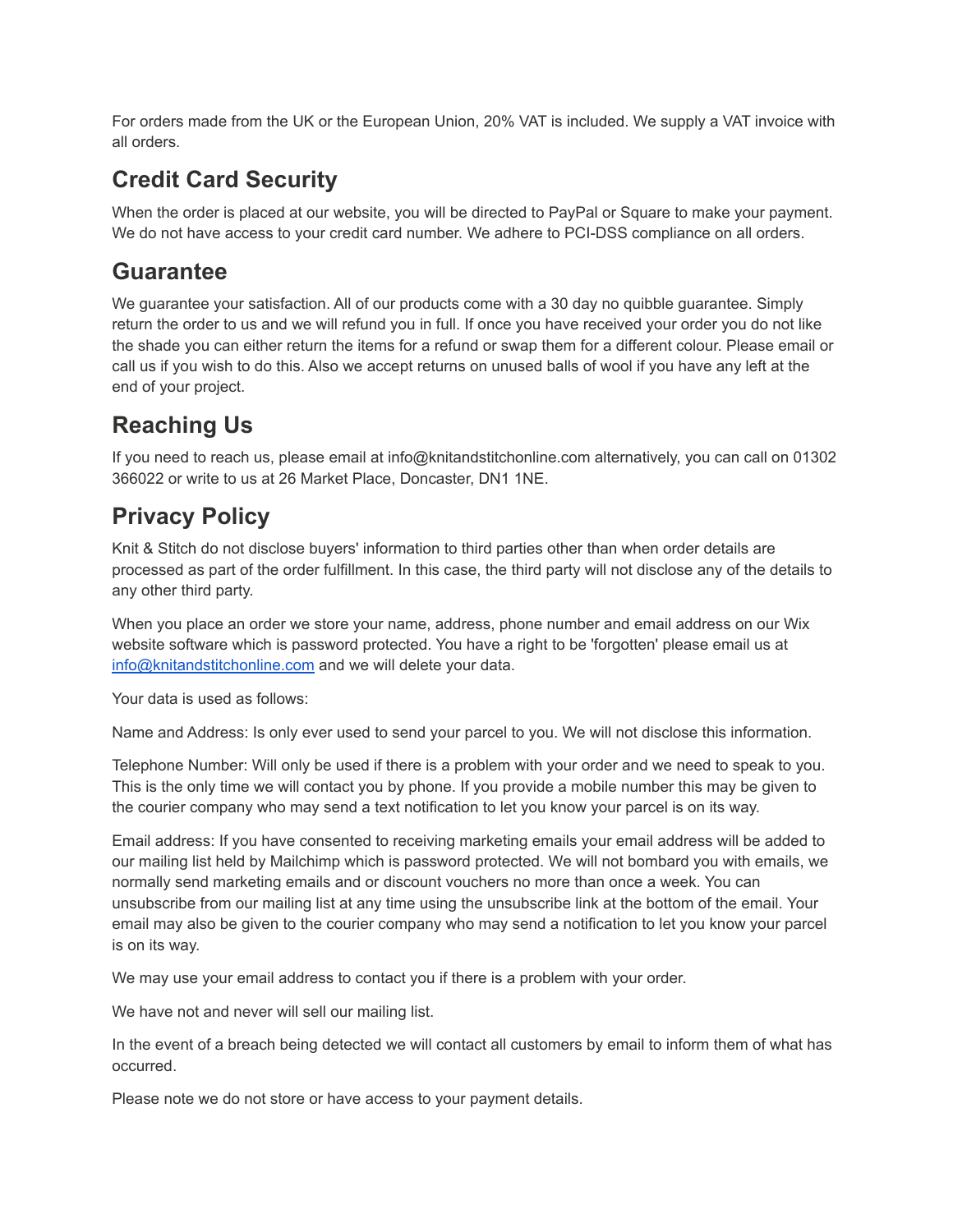For orders made from the UK or the European Union, 20% VAT is included. We supply a VAT invoice with all orders.

## Credit Card Security

When the order is placed at our website, you will be directed to PayPal or Square to make your payment. We do not have access to your credit card number. We adhere to PCI-DSS compliance on all orders.

## Guarantee

We guarantee your satisfaction. All of our products come with a 30 day no quibble guarantee. Simply return the order to us and we will refund you in full. If once you have received your order you do not like the shade you can either return the items for a refund or swap them for a different colour. Please email or call us if you wish to do this. Also we accept returns on unused balls of wool if you have any left at the end of your project.

## Reaching Us

If you need to reach us, please email at info@knitandstitchonline.com alternatively, you can call on 01302 366022 or write to us at 26 Market Place, Doncaster, DN1 1NE.

## Privacy Policy

Knit & Stitch do not disclose buyers' information to third parties other than when order details are processed as part of the order fulfillment. In this case, the third party will not disclose any of the details to any other third party.

When you place an order we store your name, address, phone number and email address on our Wix website software which is password protected. You have a right to be 'forgotten' please email us at info@knitandstitchonline.com and we will delete your data.

Your data is used as follows:

Name and Address: Is only ever used to send your parcel to you. We will not disclose this information.

Telephone Number: Will only be used if there is a problem with your order and we need to speak to you. This is the only time we will contact you by phone. If you provide a mobile number this may be given to the courier company who may send a text notification to let you know your parcel is on its way.

Email address: If you have consented to receiving marketing emails your email address will be added to our mailing list held by Mailchimp which is password protected. We will not bombard you with emails, we normally send marketing emails and or discount vouchers no more than once a week. You can unsubscribe from our mailing list at any time using the unsubscribe link at the bottom of the email. Your email may also be given to the courier company who may send a notification to let you know your parcel is on its way.

We may use your email address to contact you if there is a problem with your order.

We have not and never will sell our mailing list.

In the event of a breach being detected we will contact all customers by email to inform them of what has occurred.

Please note we do not store or have access to your payment details.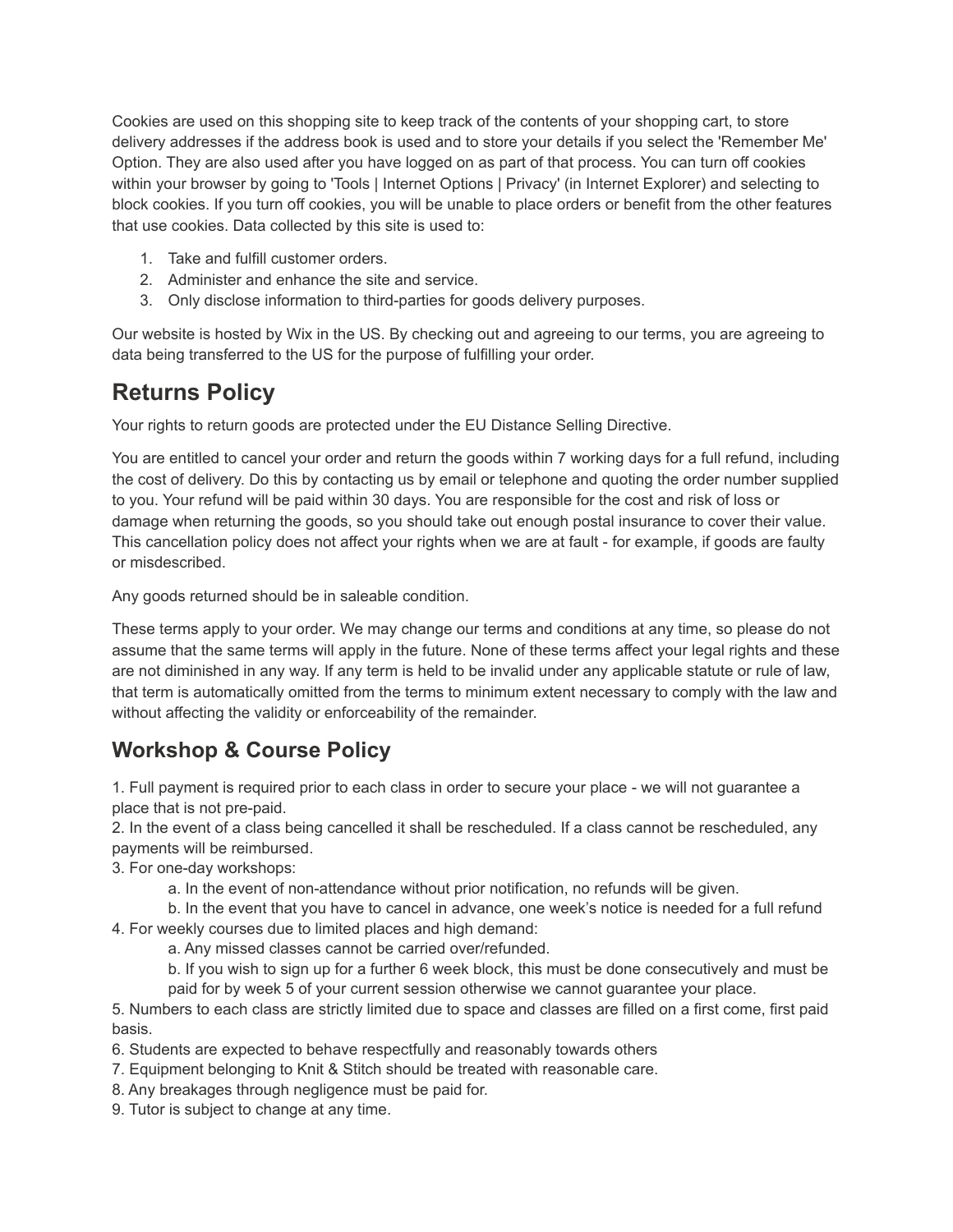Cookies are used on this shopping site to keep track of the contents of your shopping cart, to store delivery addresses if the address book is used and to store your details if you select the 'Remember Me' Option. They are also used after you have logged on as part of that process. You can turn off cookies within your browser by going to 'Tools | Internet Options | Privacy' (in Internet Explorer) and selecting to block cookies. If you turn off cookies, you will be unable to place orders or benefit from the other features that use cookies. Data collected by this site is used to:

1. Take and fulfill customer orders.
2. Administer and enhance the site and service.
3. Only disclose information to third-parties for goods delivery purposes.

Our website is hosted by Wix in the US. By checking out and agreeing to our terms, you are agreeing to data being transferred to the US for the purpose of fulfilling your order.

## Returns Policy

Your rights to return goods are protected under the EU Distance Selling Directive.

You are entitled to cancel your order and return the goods within 7 working days for a full refund, including the cost of delivery. Do this by contacting us by email or telephone and quoting the order number supplied to you. Your refund will be paid within 30 days. You are responsible for the cost and risk of loss or damage when returning the goods, so you should take out enough postal insurance to cover their value. This cancellation policy does not affect your rights when we are at fault - for example, if goods are faulty or misdescribed.

Any goods returned should be in saleable condition.

These terms apply to your order. We may change our terms and conditions at any time, so please do not assume that the same terms will apply in the future. None of these terms affect your legal rights and these are not diminished in any way. If any term is held to be invalid under any applicable statute or rule of law, that term is automatically omitted from the terms to minimum extent necessary to comply with the law and without affecting the validity or enforceability of the remainder.

## Workshop & Course Policy

1. Full payment is required prior to each class in order to secure your place - we will not guarantee a place that is not pre-paid.
2. In the event of a class being cancelled it shall be rescheduled. If a class cannot be rescheduled, any payments will be reimbursed.
3. For one-day workshops:
    a. In the event of non-attendance without prior notification, no refunds will be given.
    b. In the event that you have to cancel in advance, one week's notice is needed for a full refund
4. For weekly courses due to limited places and high demand:
    a. Any missed classes cannot be carried over/refunded.
    b. If you wish to sign up for a further 6 week block, this must be done consecutively and must be paid for by week 5 of your current session otherwise we cannot guarantee your place.
5. Numbers to each class are strictly limited due to space and classes are filled on a first come, first paid basis.
6. Students are expected to behave respectfully and reasonably towards others
7. Equipment belonging to Knit & Stitch should be treated with reasonable care.
8. Any breakages through negligence must be paid for.
9. Tutor is subject to change at any time.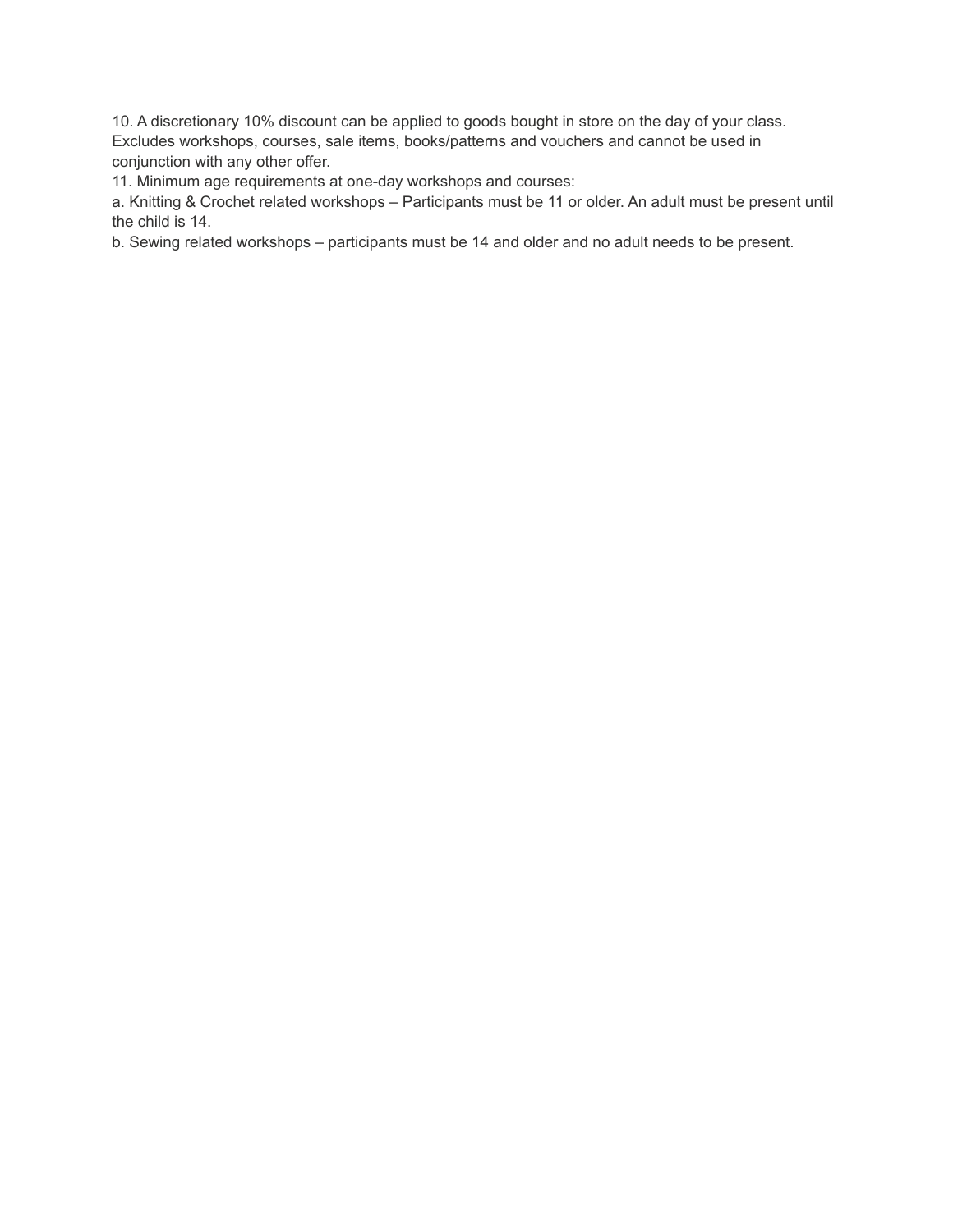10. A discretionary 10% discount can be applied to goods bought in store on the day of your class. Excludes workshops, courses, sale items, books/patterns and vouchers and cannot be used in conjunction with any other offer.

11. Minimum age requirements at one-day workshops and courses:

a. Knitting & Crochet related workshops – Participants must be 11 or older. An adult must be present until the child is 14.

b. Sewing related workshops – participants must be 14 and older and no adult needs to be present.